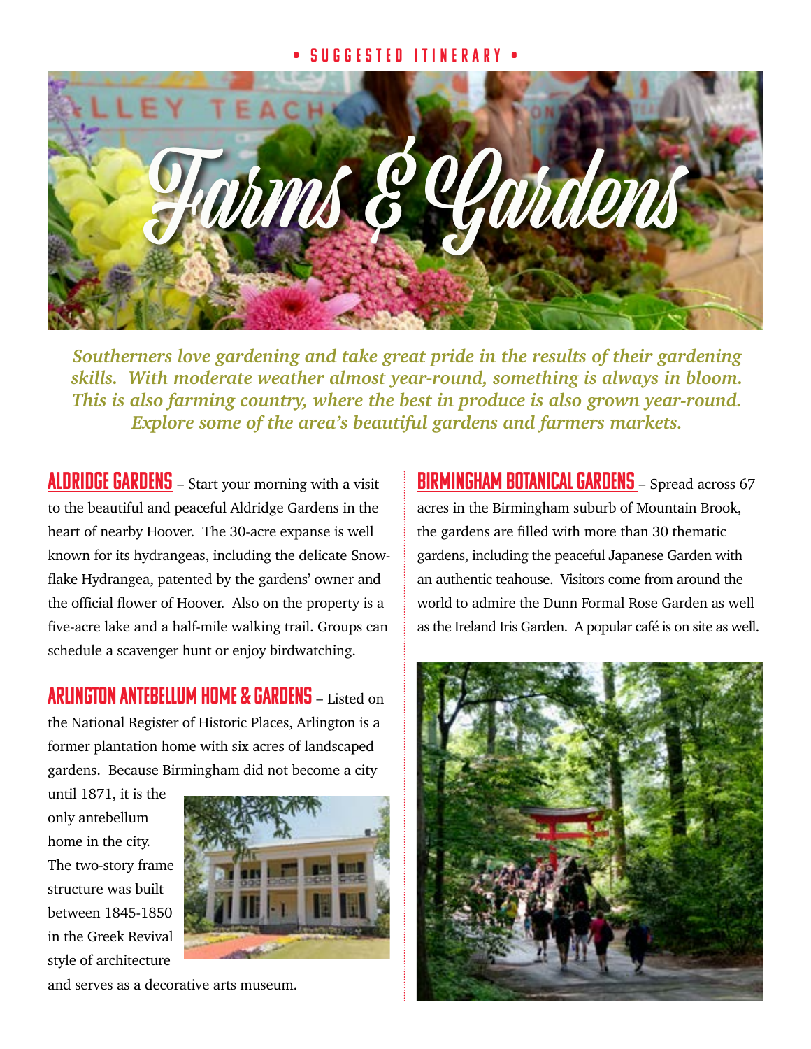• SUGGESTED ITINERARY •

# Farms & Gardens

*Southerners love gardening and take great pride in the results of their gardening skills. With moderate weather almost year-round, something is always in bloom. This is also farming country, where the best in produce is also grown year-round. Explore some of the area's beautiful gardens and farmers markets.*

**ALDRIDGE GARDENS** – Start your morning with a visit to the beautiful and peaceful Aldridge Gardens in the heart of nearby Hoover. The 30-acre expanse is well known for its hydrangeas, including the delicate Snowflake Hydrangea, patented by the gardens' owner and the official flower of Hoover. Also on the property is a five-acre lake and a half-mile walking trail. Groups can schedule a scavenger hunt or enjoy birdwatching.

**ARLINGTON ANTEBELLUM HOME & GARDENS** – Listed on the National Register of Historic Places, Arlington is a former plantation home with six acres of landscaped gardens. Because Birmingham did not become a city until 1871, it is the only antebellum home in the city. The two-story frame structure was built between 1845-1850 in the Greek Revival style of architecture and serves as a decorative arts museum.

**BIRMINGHAM BOTANICAL GARDENS** – Spread across 67 acres in the Birmingham suburb of Mountain Brook, the gardens are filled with more than 30 thematic gardens, including the peaceful Japanese Garden with an authentic teahouse. Visitors come from around the world to admire the Dunn Formal Rose Garden as well as the Ireland Iris Garden. A popular café is on site as well.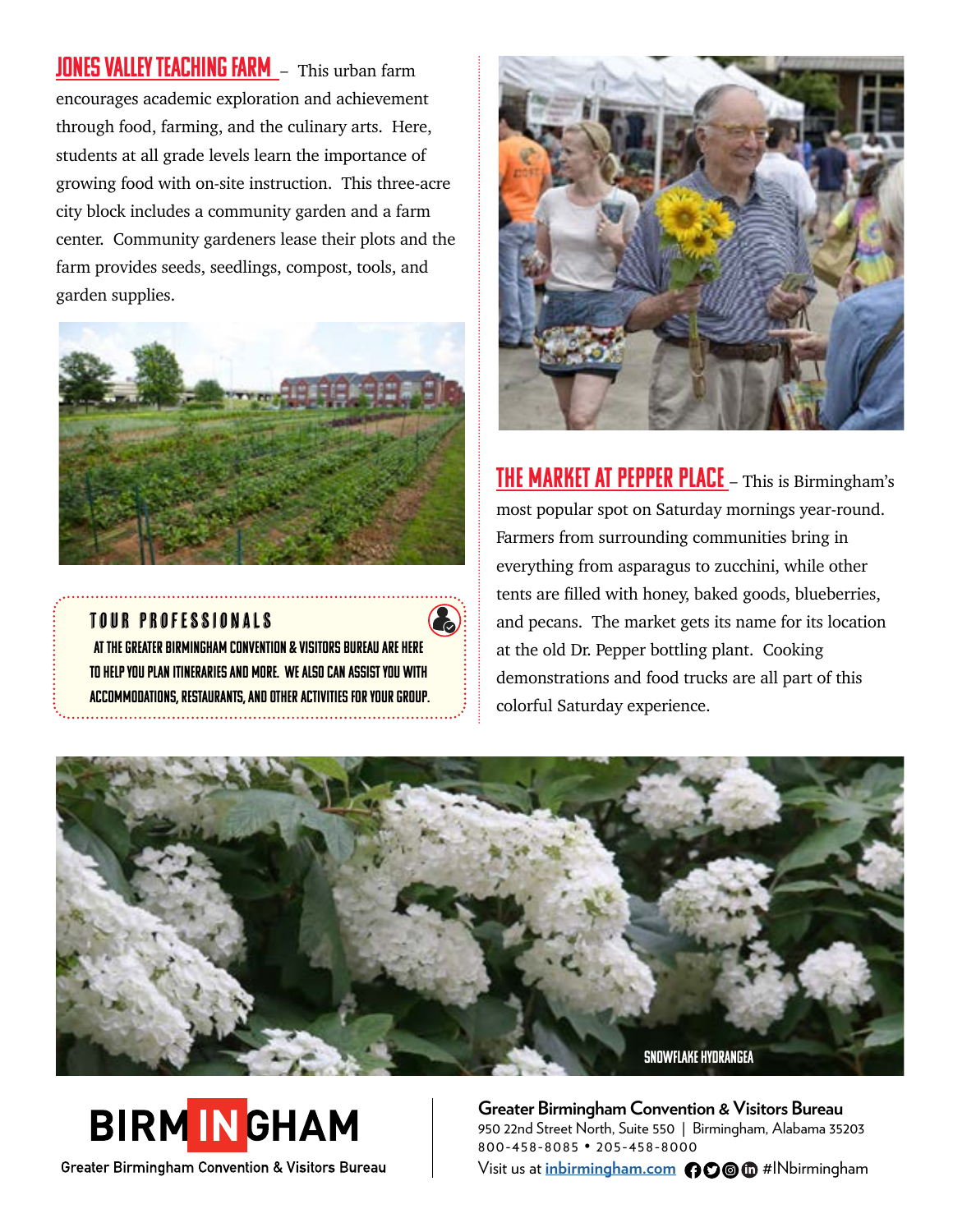**JONES VALLEY TEACHING FARM** – This urban farm encourages academic exploration and achievement through food, farming, and the culinary arts. Here, students at all grade levels learn the importance of growing food with on-site instruction. This three-acre city block includes a community garden and a farm center. Community gardeners lease their plots and the farm provides seeds, seedlings, compost, tools, and garden supplies.

**TOUR PROFESSIONALS**

AT THE GREATER BIRMINGHAM CONVENTION & VISITORS BUREAU ARE HERE TO HELP YOU PLAN ITINERARIES AND MORE. WE ALSO CAN ASSIST YOU WITH ACCOMMODATIONS, RESTAURANTS, AND OTHER ACTIVITIES FOR YOUR GROUP.

**THE MARKET AT PEPPER PLACE** – This is Birmingham's most popular spot on Saturday mornings year-round. Farmers from surrounding communities bring in everything from asparagus to zucchini, while other tents are filled with honey, baked goods, blueberries, and pecans. The market gets its name for its location at the old Dr. Pepper bottling plant. Cooking demonstrations and food trucks are all part of this colorful Saturday experience.

SNOWFLAKE HYDRANGEA

BIRMINGHAM

Greater Birmingham Convention & Visitors Bureau

**Greater Birmingham Convention & Visitors Bureau**
950 22nd Street North, Suite 550 | Birmingham, Alabama 35203
800-458-8085 • 205-458-8000
Visit us at inbirmingham.com #INbirmingham